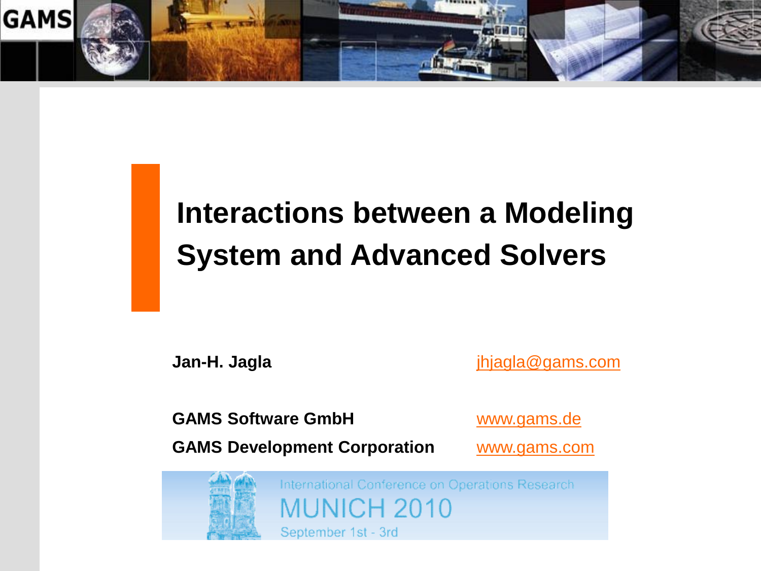# Interactions between a Modeling System and Advanced Solvers

**Jan-H. Jagla** jhjagla@gams.com

**GAMS Software GmbH** www.gams.de

**GAMS Development Corporation** www.gams.com

International Conference on Operations Research
MUNICH 2010
September 1st - 3rd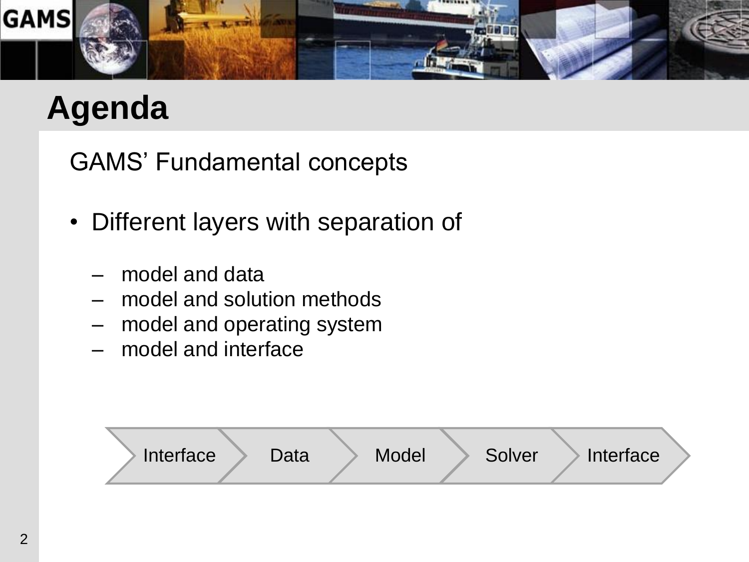# Agenda

GAMS' Fundamental concepts

- Different layers with separation of
  - model and data
  - model and solution methods
  - model and operating system
  - model and interface

Interface → Data → Model → Solver → Interface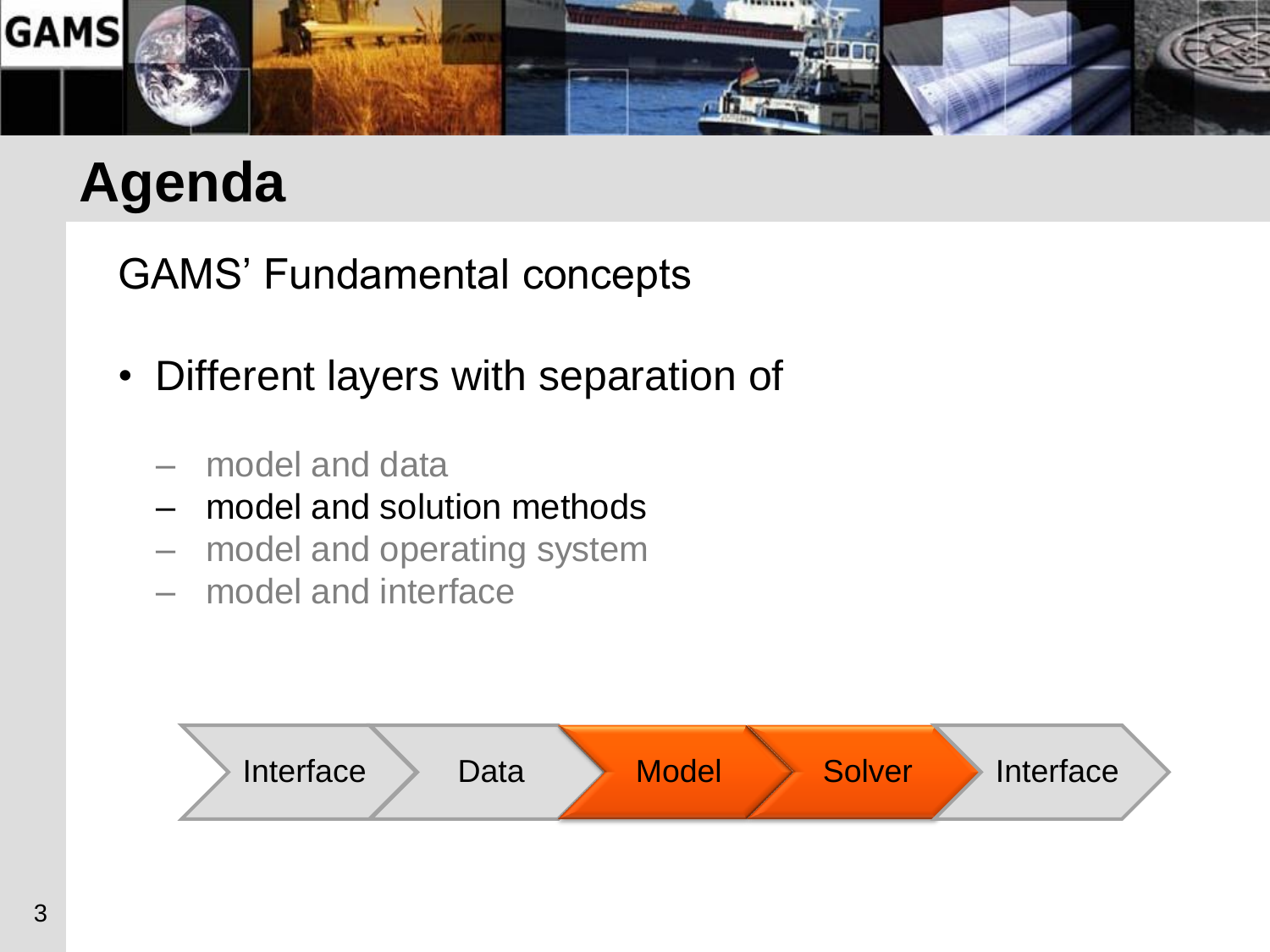# Agenda

GAMS' Fundamental concepts

- Different layers with separation of
  - model and data
  - model and solution methods
  - model and operating system
  - model and interface

Interface → Data → Model → Solver → Interface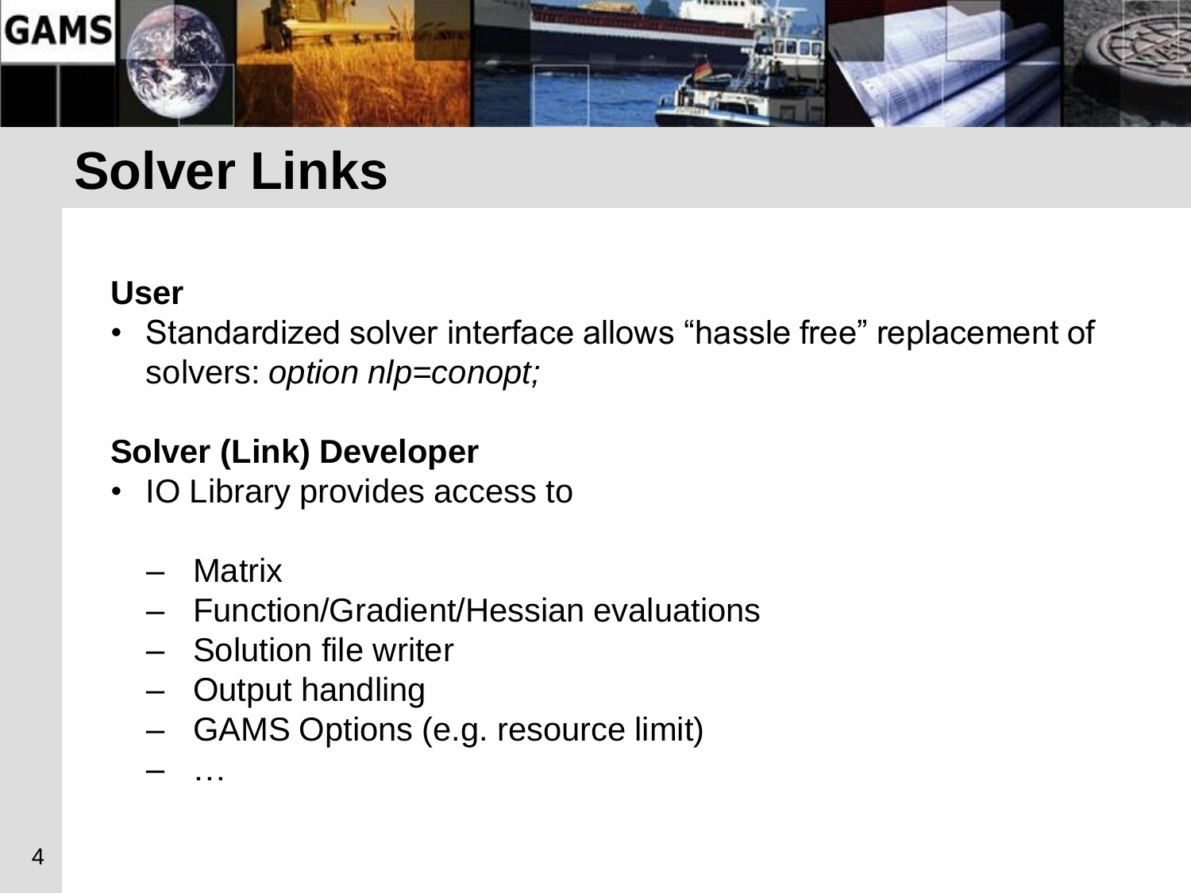# Solver Links

**User**

- Standardized solver interface allows “hassle free” replacement of solvers: *option nlp=conopt;*

**Solver (Link) Developer**

- IO Library provides access to
  - Matrix
  - Function/Gradient/Hessian evaluations
  - Solution file writer
  - Output handling
  - GAMS Options (e.g. resource limit)
  - …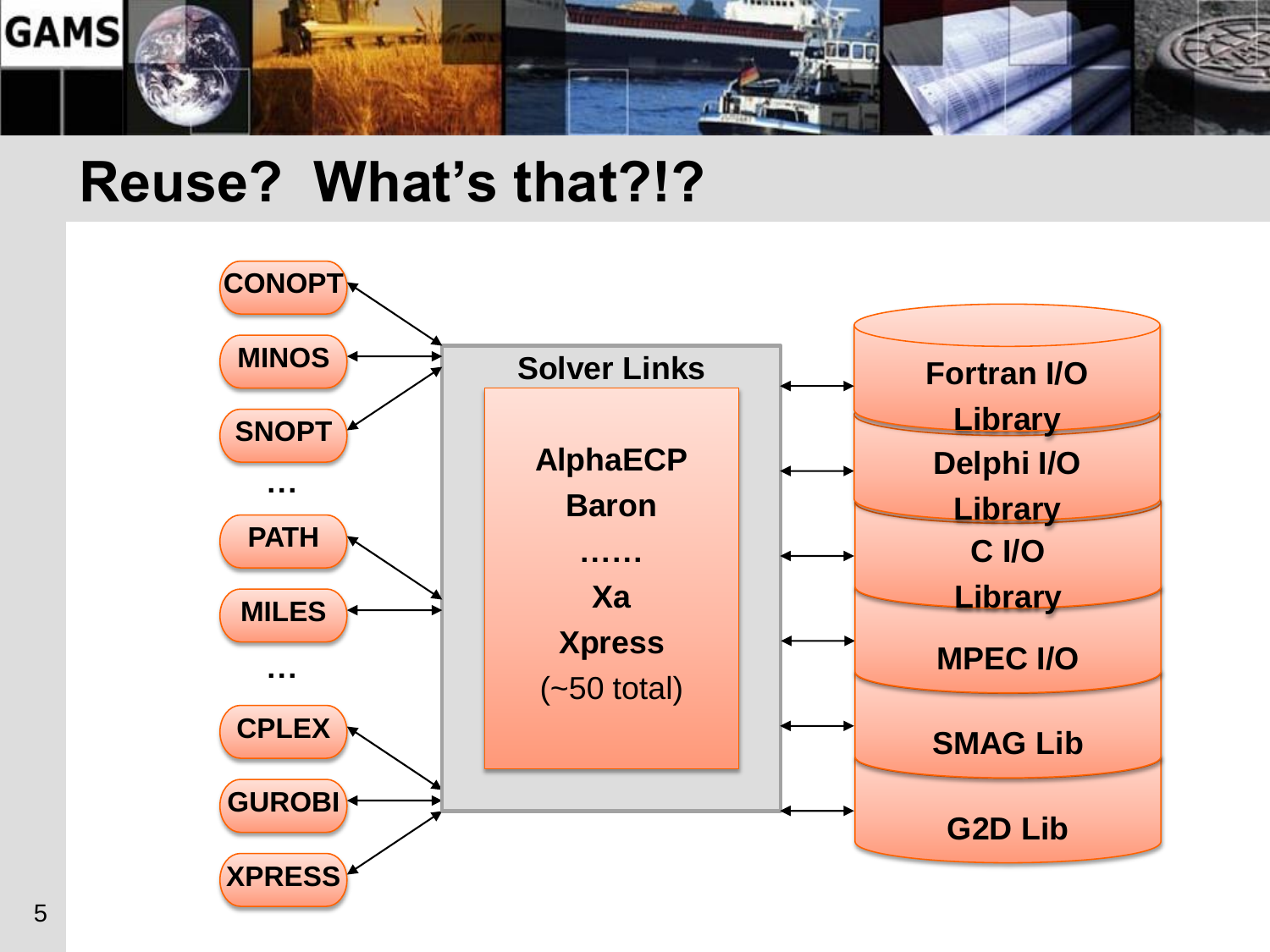# Reuse? What's that?!?

- CONOPT
- MINOS
- SNOPT
- …
- PATH
- MILES
- …
- CPLEX
- GUROBI
- XPRESS

**Solver Links**

- AlphaECP
- Baron
- ……
- Xa
- Xpress
- (~50 total)

- Fortran I/O Library
- Delphi I/O Library
- C I/O Library
- MPEC I/O
- SMAG Lib
- G2D Lib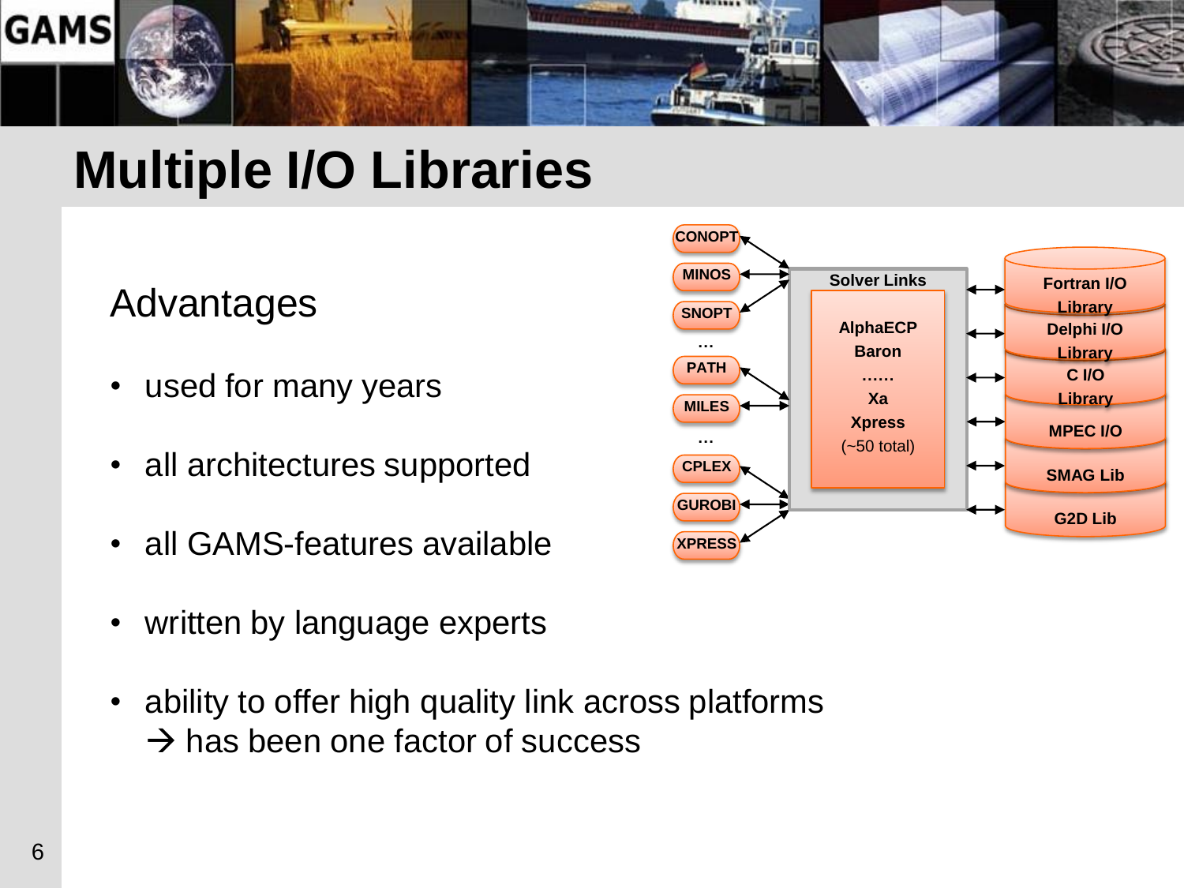# Multiple I/O Libraries

Advantages

- used for many years
- all architectures supported
- all GAMS-features available
- written by language experts
- ability to offer high quality link across platforms
  → has been one factor of success

CONOPT
MINOS
SNOPT
…
PATH
MILES
…
CPLEX
GUROBI
XPRESS

Solver Links

AlphaECP
Baron
……
Xa
Xpress
(~50 total)

Fortran I/O Library
Delphi I/O Library
C I/O Library
MPEC I/O
SMAG Lib
G2D Lib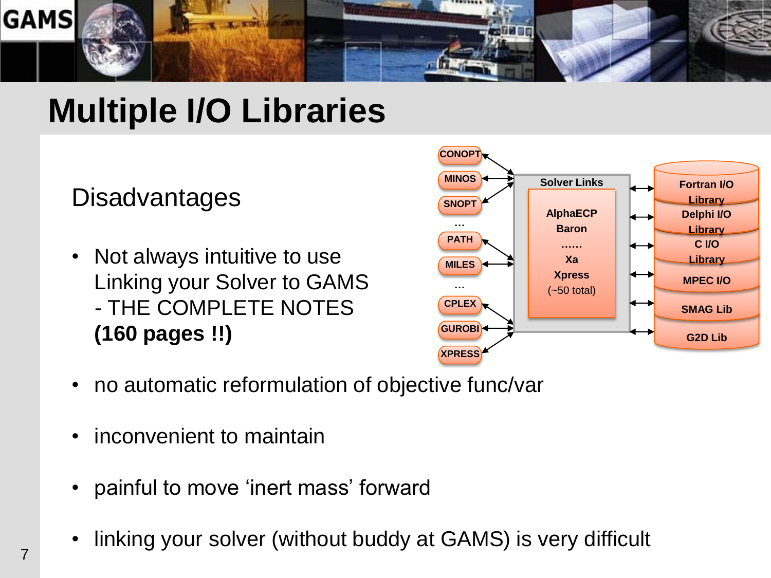# Multiple I/O Libraries

## Disadvantages

- Not always intuitive to use
  Linking your Solver to GAMS
  - THE COMPLETE NOTES
  **(160 pages !!)**

CONOPT, MINOS, SNOPT, …, PATH, MILES, …, CPLEX, GUROBI, XPRESS

Solver Links: AlphaECP, Baron, ……, Xa, Xpress (~50 total)

Fortran I/O Library, Delphi I/O Library, C I/O Library, MPEC I/O, SMAG Lib, G2D Lib

- no automatic reformulation of objective func/var
- inconvenient to maintain
- painful to move 'inert mass' forward
- linking your solver (without buddy at GAMS) is very difficult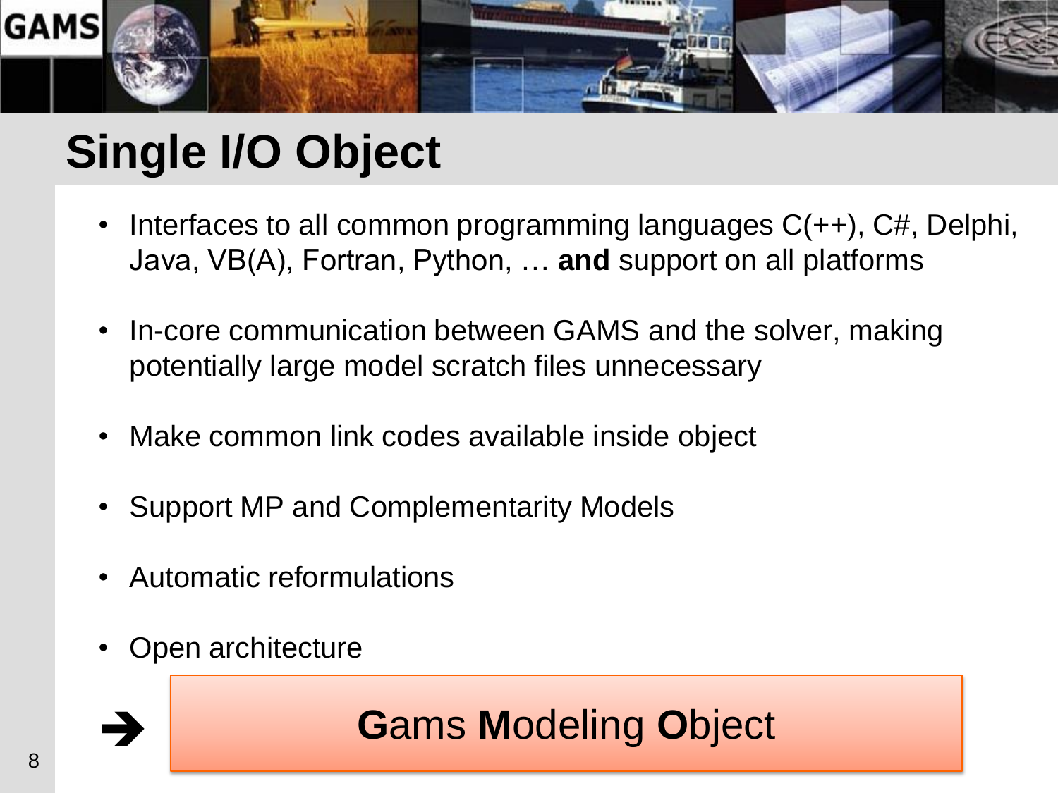# Single I/O Object

- Interfaces to all common programming languages C(++), C#, Delphi, Java, VB(A), Fortran, Python, … **and** support on all platforms
- In-core communication between GAMS and the solver, making potentially large model scratch files unnecessary
- Make common link codes available inside object
- Support MP and Complementarity Models
- Automatic reformulations
- Open architecture

➔ **G**ams **M**odeling **O**bject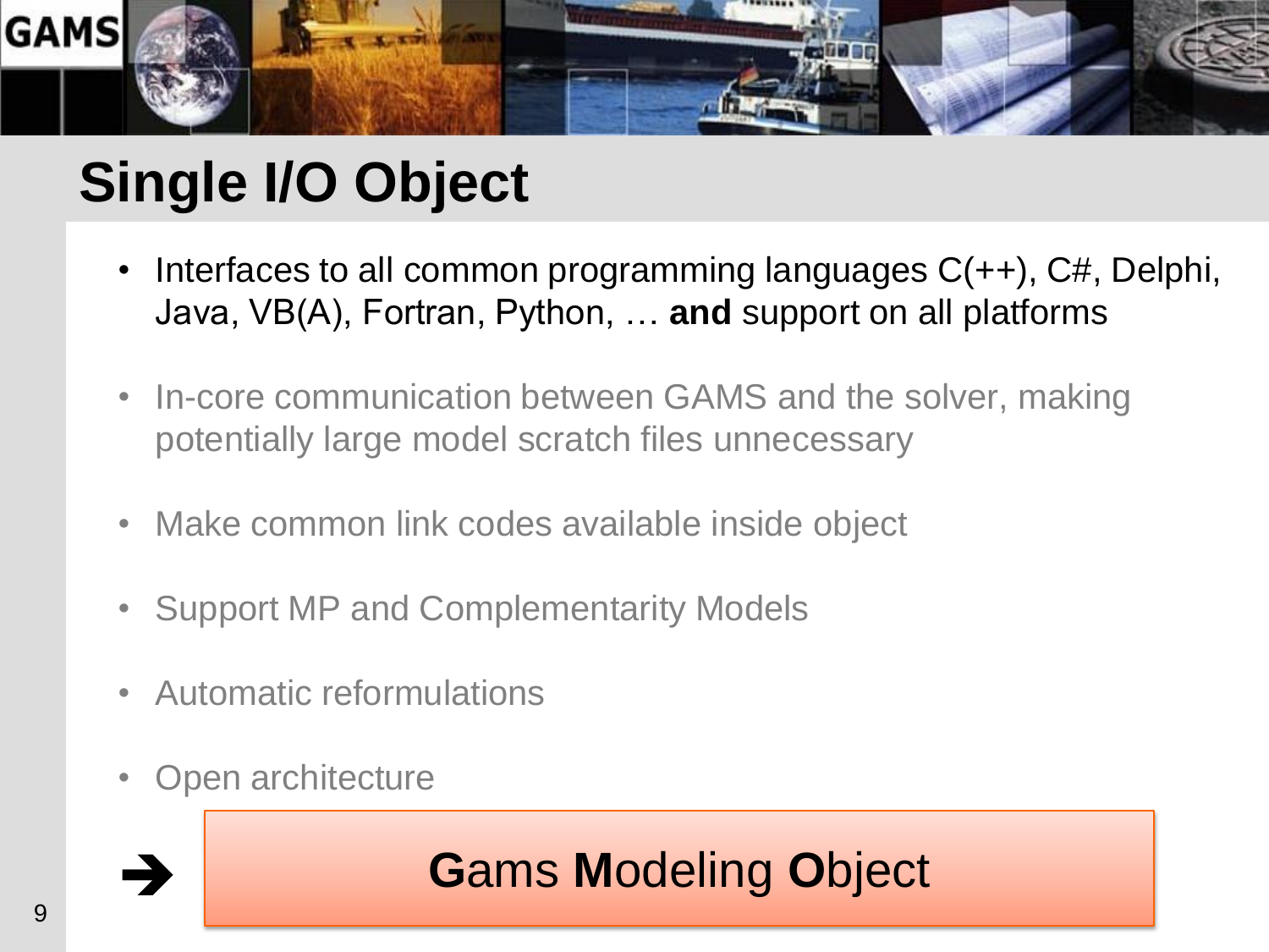# Single I/O Object

- Interfaces to all common programming languages C(++), C#, Delphi, Java, VB(A), Fortran, Python, … **and** support on all platforms
- In-core communication between GAMS and the solver, making potentially large model scratch files unnecessary
- Make common link codes available inside object
- Support MP and Complementarity Models
- Automatic reformulations
- Open architecture

➔ **G**ams **M**odeling **O**bject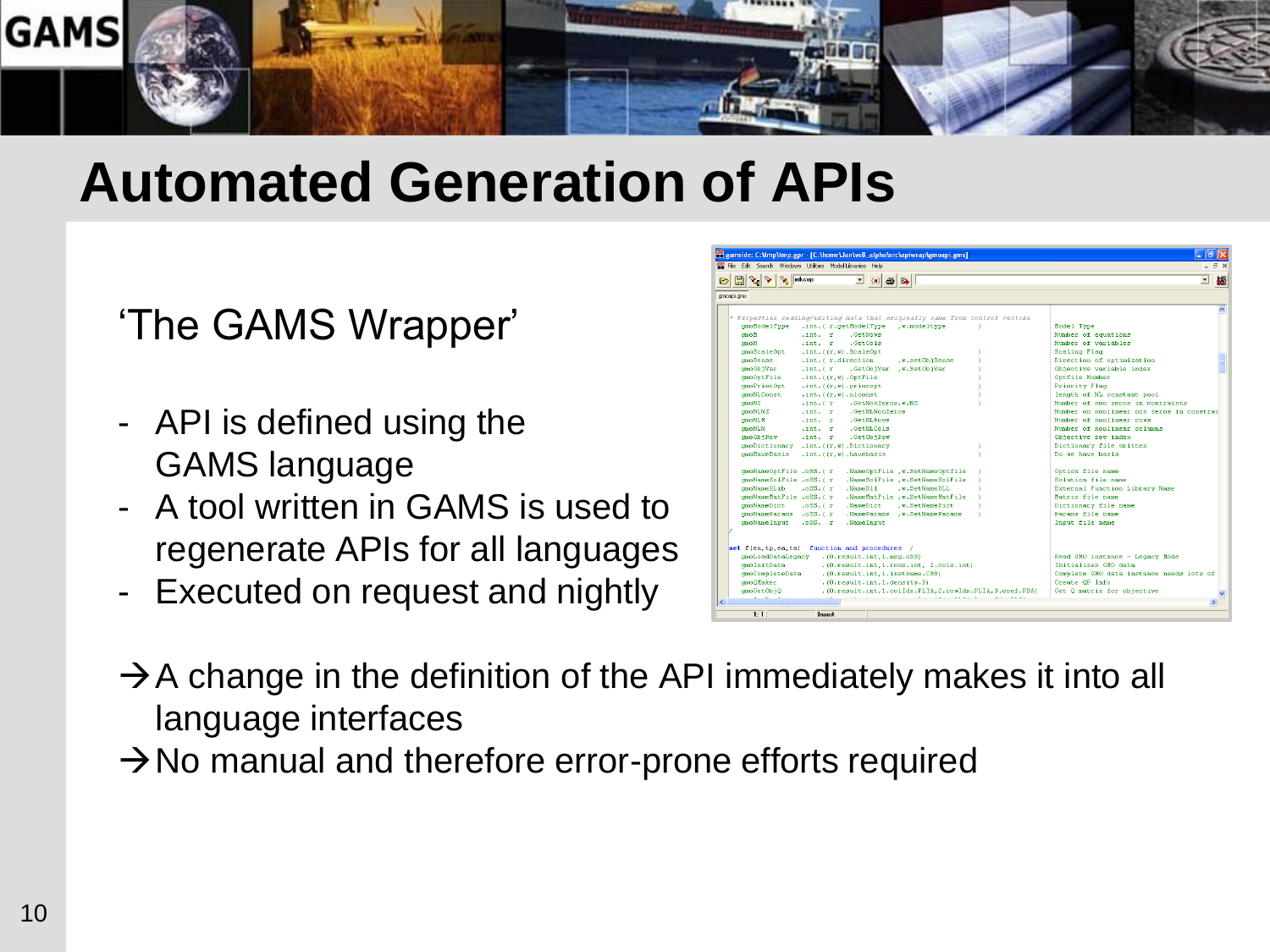# Automated Generation of APIs

'The GAMS Wrapper'

- API is defined using the GAMS language
- A tool written in GAMS is used to regenerate APIs for all languages
- Executed on request and nightly

→ A change in the definition of the API immediately makes it into all language interfaces

→ No manual and therefore error-prone efforts required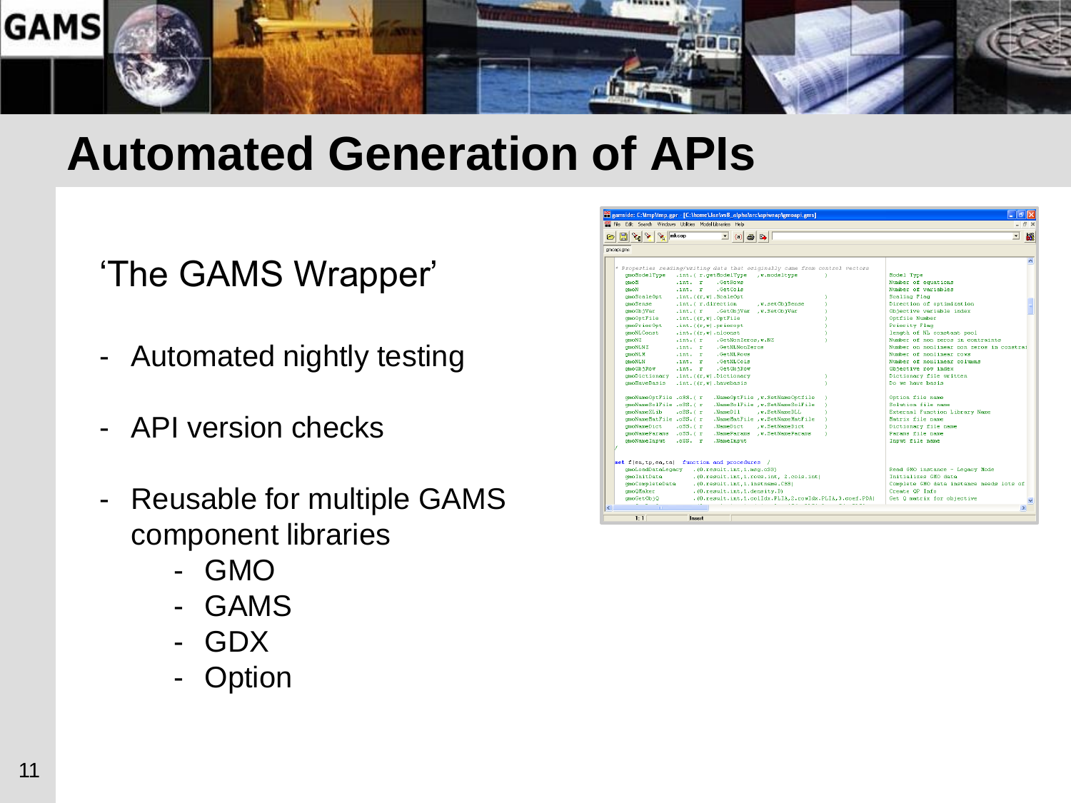# Automated Generation of APIs

'The GAMS Wrapper'

- Automated nightly testing
- API version checks
- Reusable for multiple GAMS component libraries
  - GMO
  - GAMS
  - GDX
  - Option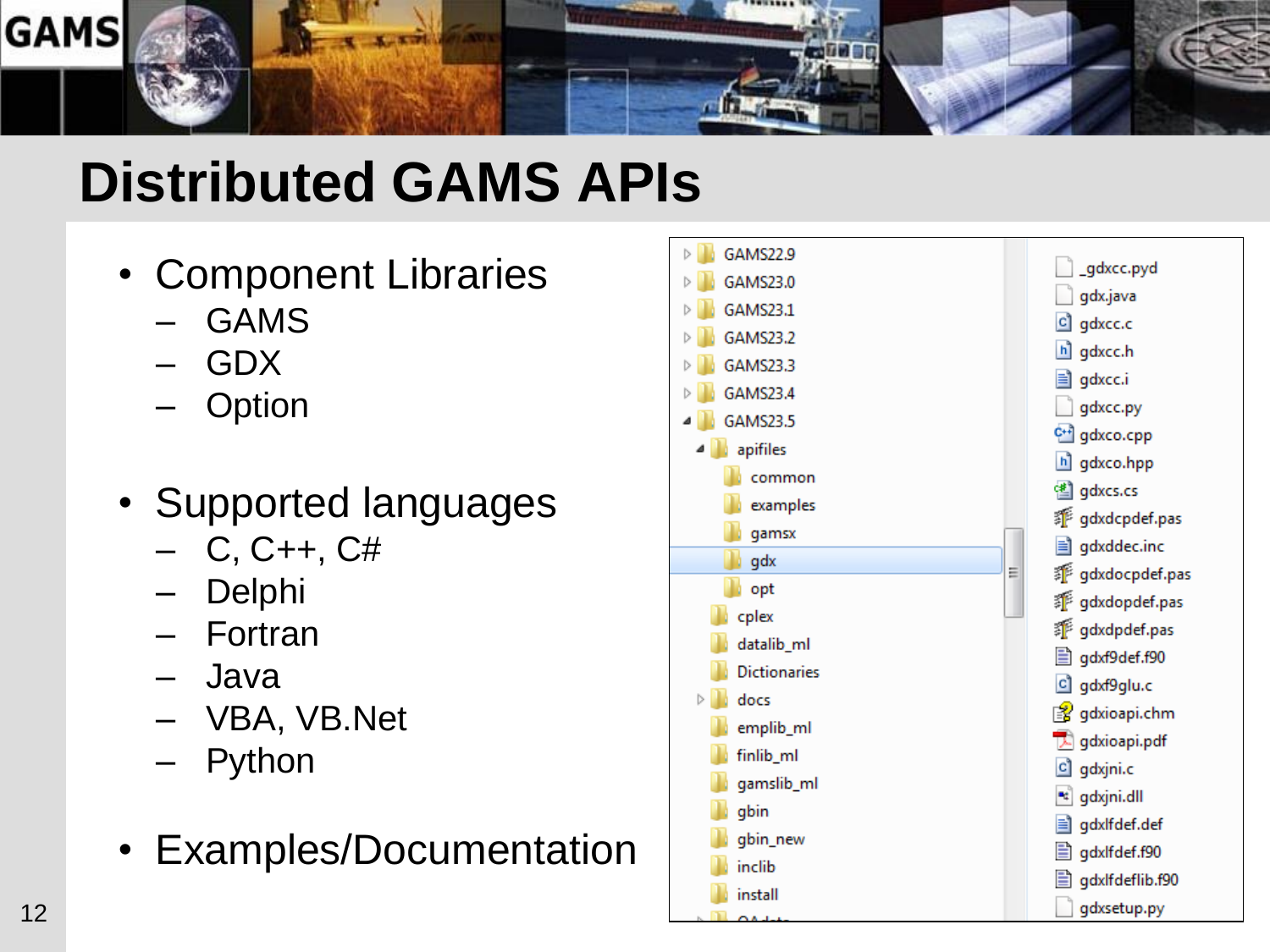# Distributed GAMS APIs

- Component Libraries
  - GAMS
  - GDX
  - Option
- Supported languages
  - C, C++, C#
  - Delphi
  - Fortran
  - Java
  - VBA, VB.Net
  - Python
- Examples/Documentation

GAMS22.9
GAMS23.0
GAMS23.1
GAMS23.2
GAMS23.3
GAMS23.4
GAMS23.5
- apifiles
  - common
  - examples
  - gamsx
  - gdx
  - opt
- cplex
- datalib_ml
- Dictionaries
- docs
- emplib_ml
- finlib_ml
- gamslib_ml
- gbin
- gbin_new
- inclib
- install

_gdxcc.pyd
gdx.java
gdxcc.c
gdxcc.h
gdxcc.i
gdxcc.py
gdxco.cpp
gdxco.hpp
gdxcs.cs
gdxcpdef.pas
gdxddec.inc
gdxdocpdef.pas
gdxdopdef.pas
gdxdpdef.pas
gdxf9def.f90
gdxf9glu.c
gdxioapi.chm
gdxioapi.pdf
gdxjni.c
gdxjni.dll
gdxlfdef.def
gdxlfdef.f90
gdxlfdeflib.f90
gdxsetup.py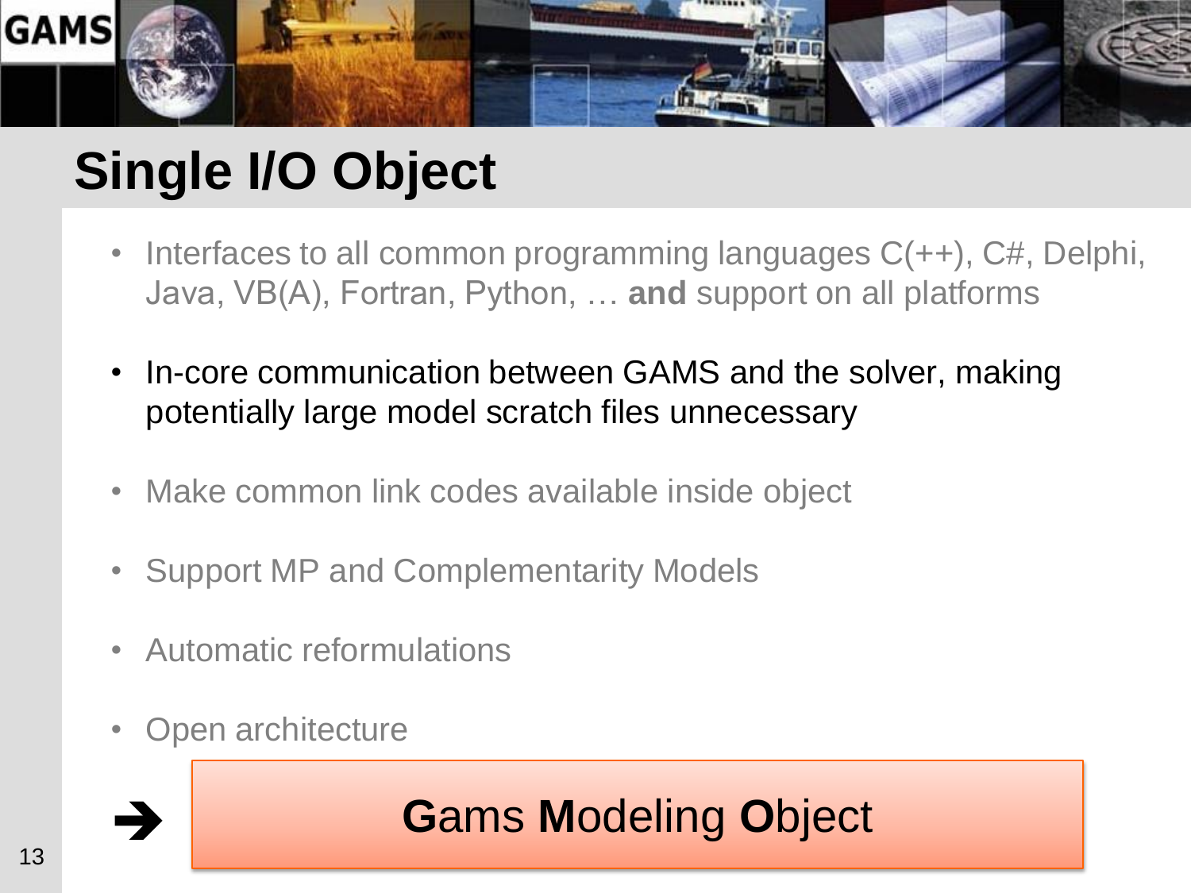# Single I/O Object

- Interfaces to all common programming languages C(++), C#, Delphi, Java, VB(A), Fortran, Python, … **and** support on all platforms
- In-core communication between GAMS and the solver, making potentially large model scratch files unnecessary
- Make common link codes available inside object
- Support MP and Complementarity Models
- Automatic reformulations
- Open architecture

➔ **G**ams **M**odeling **O**bject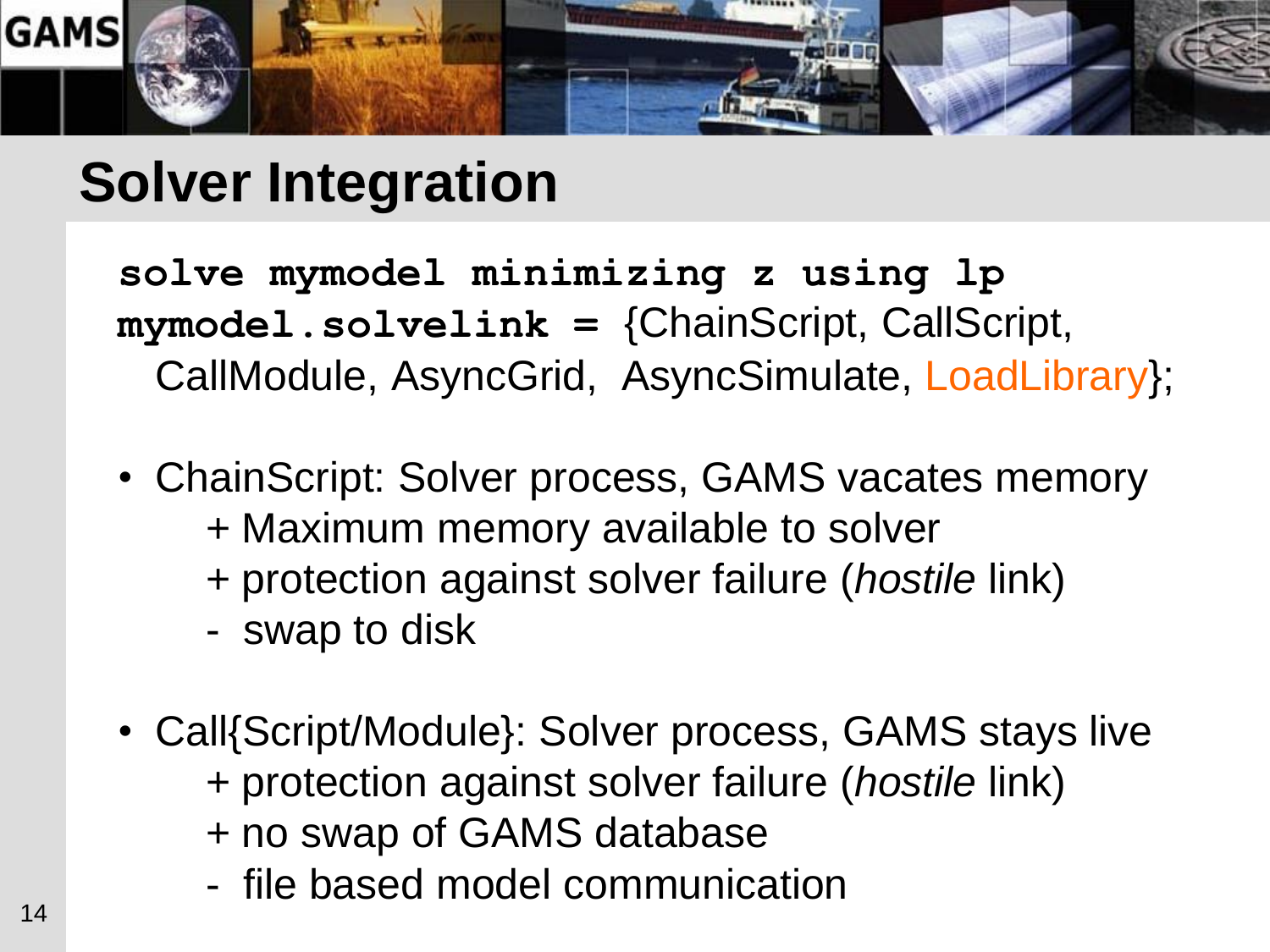# Solver Integration

**`solve mymodel minimizing z using lp`**
**`mymodel.solvelink =`** {ChainScript, CallScript, CallModule, AsyncGrid, AsyncSimulate, LoadLibrary};

- ChainScript: Solver process, GAMS vacates memory
  - \+ Maximum memory available to solver
  - \+ protection against solver failure (*hostile* link)
  - \- swap to disk
- Call{Script/Module}: Solver process, GAMS stays live
  - \+ protection against solver failure (*hostile* link)
  - \+ no swap of GAMS database
  - \- file based model communication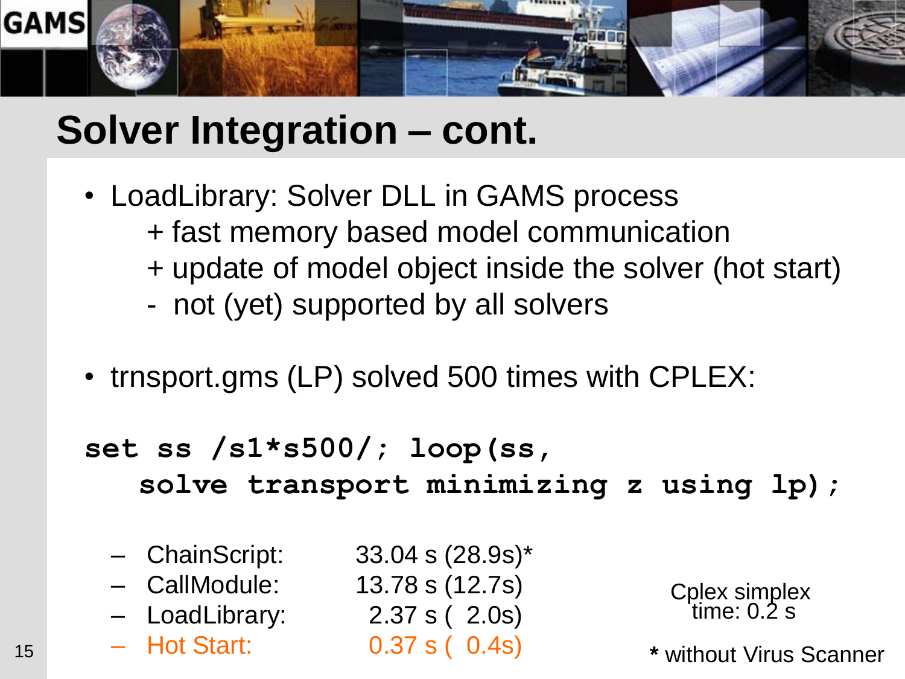# Solver Integration – cont.

- LoadLibrary: Solver DLL in GAMS process
  - + fast memory based model communication
  - + update of model object inside the solver (hot start)
  - - not (yet) supported by all solvers

- trnsport.gms (LP) solved 500 times with CPLEX:

```
set ss /s1*s500/; loop(ss,
   solve transport minimizing z using lp);
```

– ChainScript: 33.04 s (28.9s)*
– CallModule: 13.78 s (12.7s)
– LoadLibrary: 2.37 s ( 2.0s)
– Hot Start: 0.37 s ( 0.4s)

Cplex simplex time: 0.2 s

* without Virus Scanner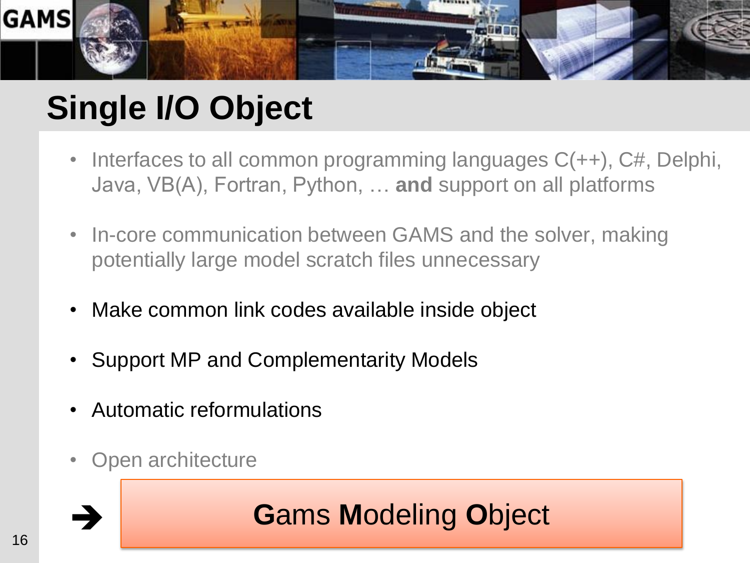# Single I/O Object

- Interfaces to all common programming languages C(++), C#, Delphi, Java, VB(A), Fortran, Python, … **and** support on all platforms
- In-core communication between GAMS and the solver, making potentially large model scratch files unnecessary
- Make common link codes available inside object
- Support MP and Complementarity Models
- Automatic reformulations
- Open architecture

➔ **G**ams **M**odeling **O**bject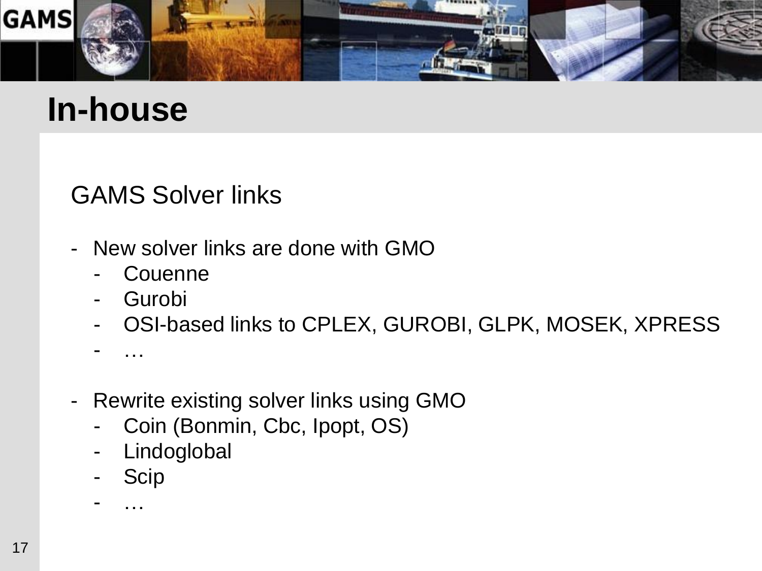# In-house

## GAMS Solver links

- New solver links are done with GMO
  - Couenne
  - Gurobi
  - OSI-based links to CPLEX, GUROBI, GLPK, MOSEK, XPRESS
  - …

- Rewrite existing solver links using GMO
  - Coin (Bonmin, Cbc, Ipopt, OS)
  - Lindoglobal
  - Scip
  - …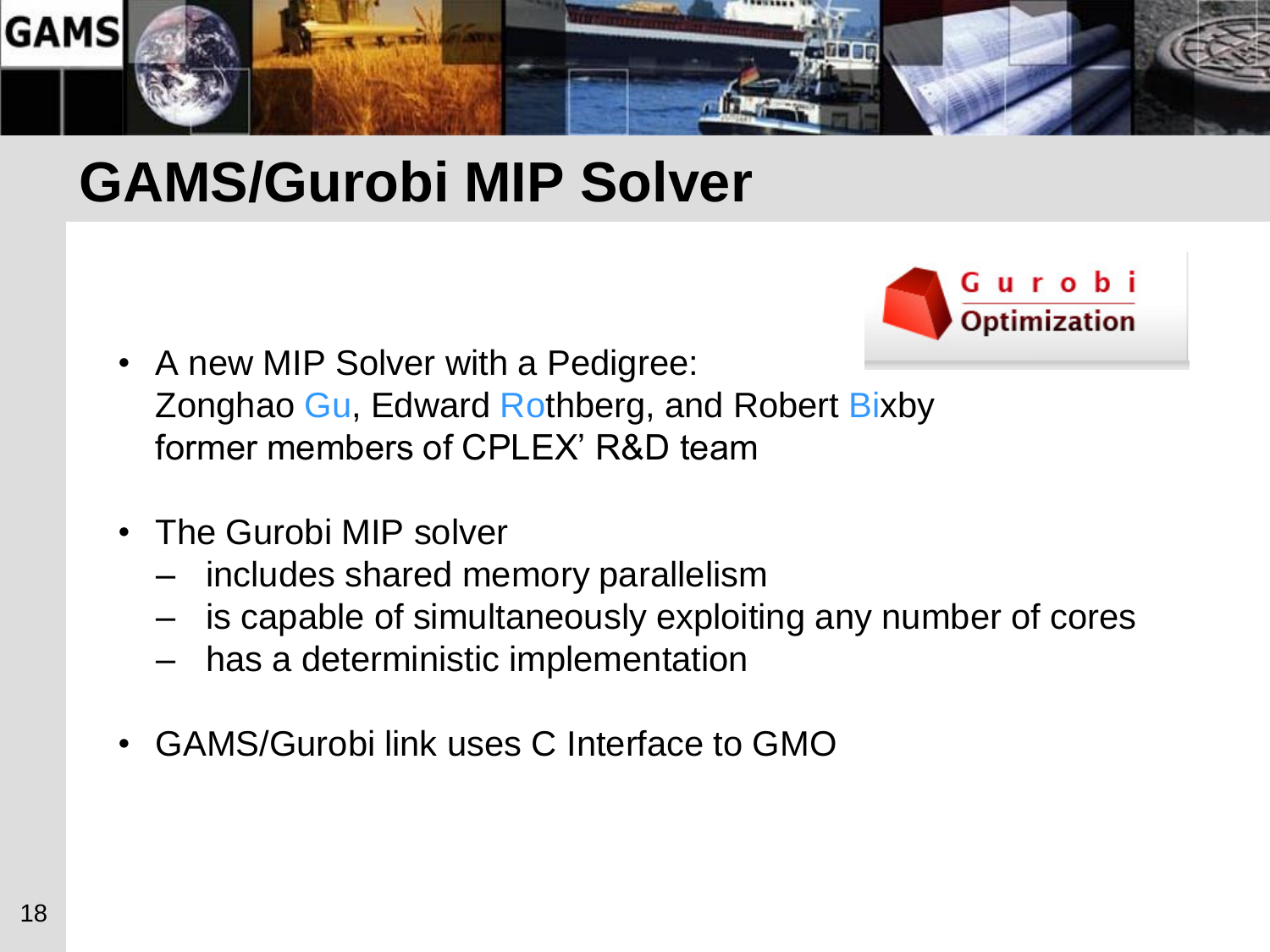# GAMS/Gurobi MIP Solver

- A new MIP Solver with a Pedigree:
  Zonghao Gu, Edward Rothberg, and Robert Bixby
  former members of CPLEX' R&D team

- The Gurobi MIP solver
  - includes shared memory parallelism
  - is capable of simultaneously exploiting any number of cores
  - has a deterministic implementation

- GAMS/Gurobi link uses C Interface to GMO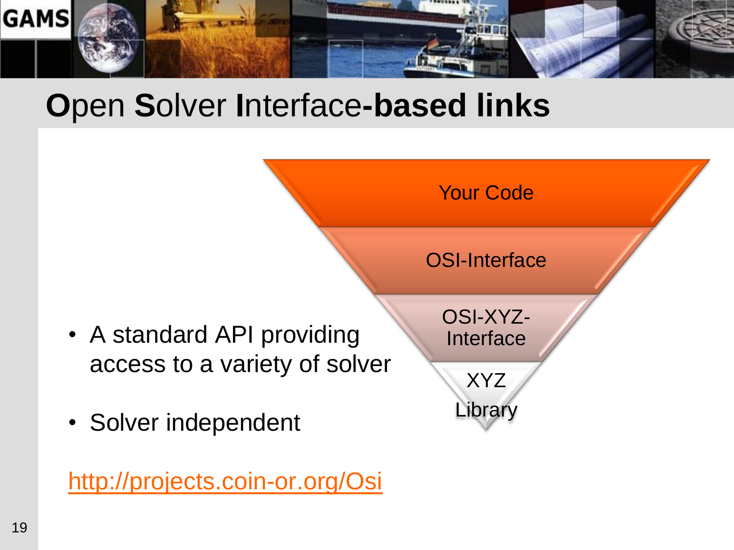# Open Solver Interface-based links

- A standard API providing access to a variety of solver
- Solver independent

Your Code

OSI-Interface

OSI-XYZ-Interface

XYZ Library

http://projects.coin-or.org/Osi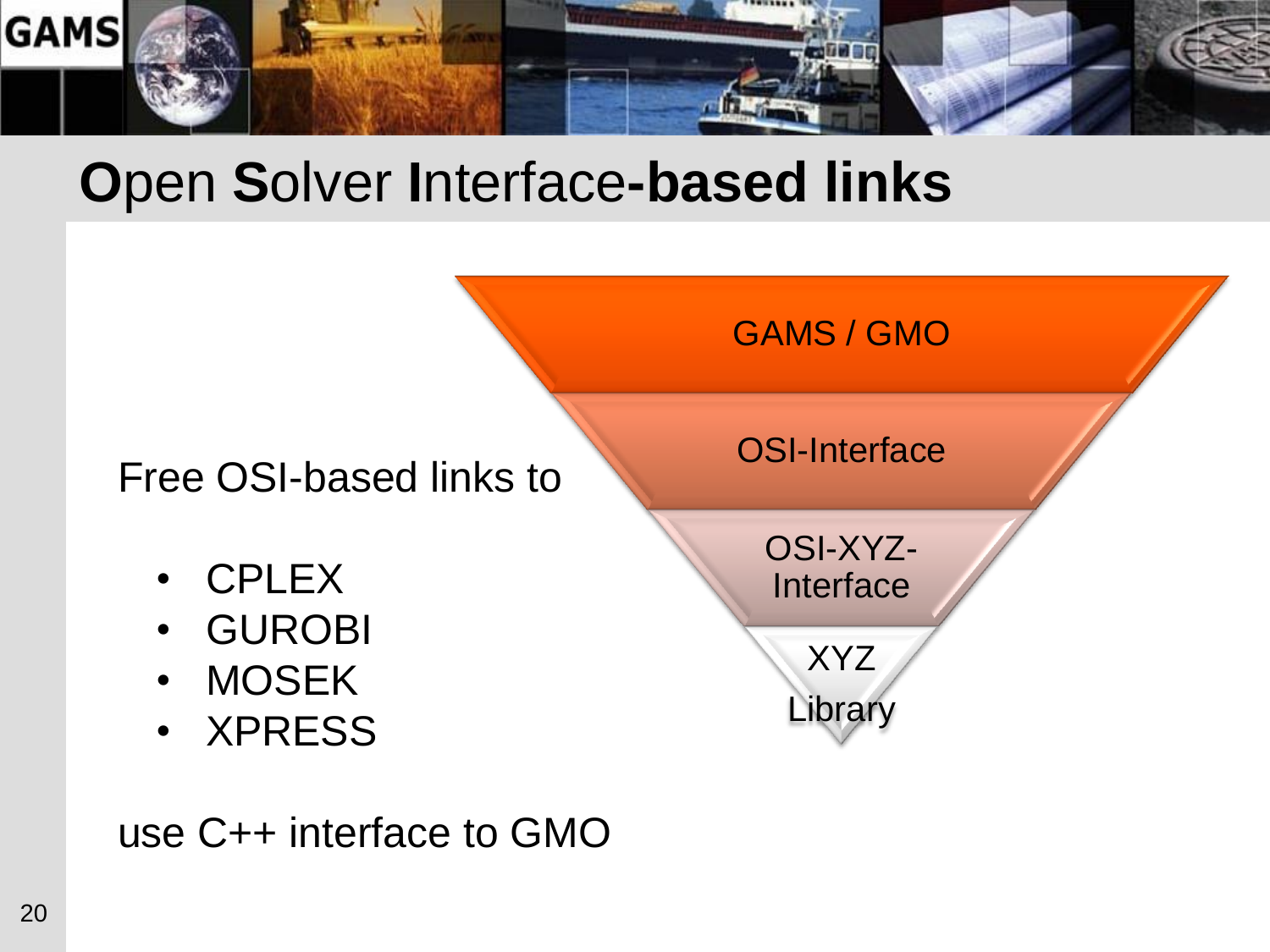# **O**pen **S**olver **I**nterface**-based links**

Free OSI-based links to

- CPLEX
- GUROBI
- MOSEK
- XPRESS

use C++ interface to GMO

GAMS / GMO

OSI-Interface

OSI-XYZ-Interface

XYZ Library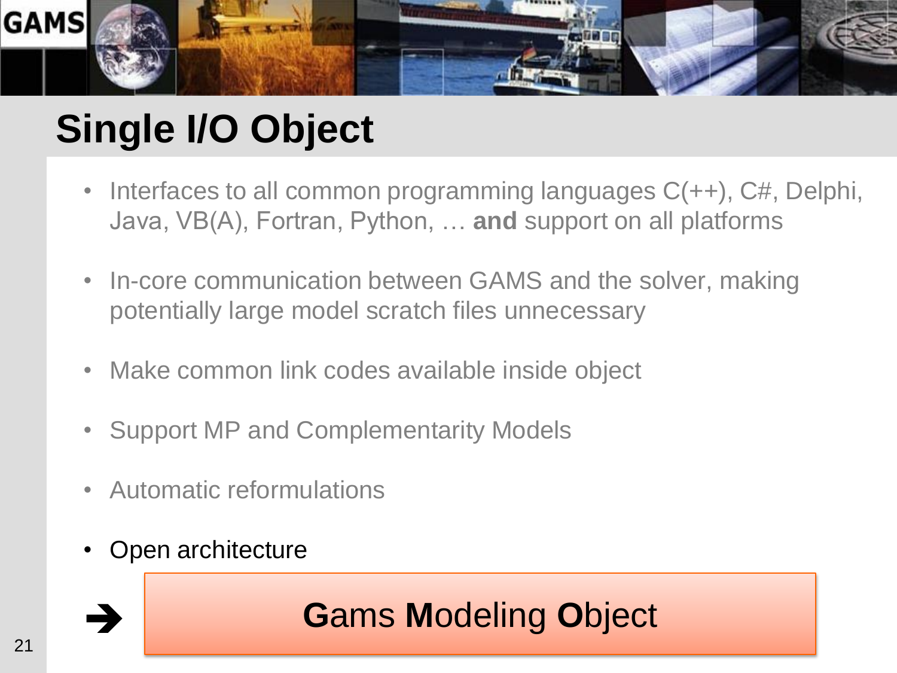# Single I/O Object

- Interfaces to all common programming languages C(++), C#, Delphi, Java, VB(A), Fortran, Python, … **and** support on all platforms
- In-core communication between GAMS and the solver, making potentially large model scratch files unnecessary
- Make common link codes available inside object
- Support MP and Complementarity Models
- Automatic reformulations
- Open architecture

➔ **G**ams **M**odeling **O**bject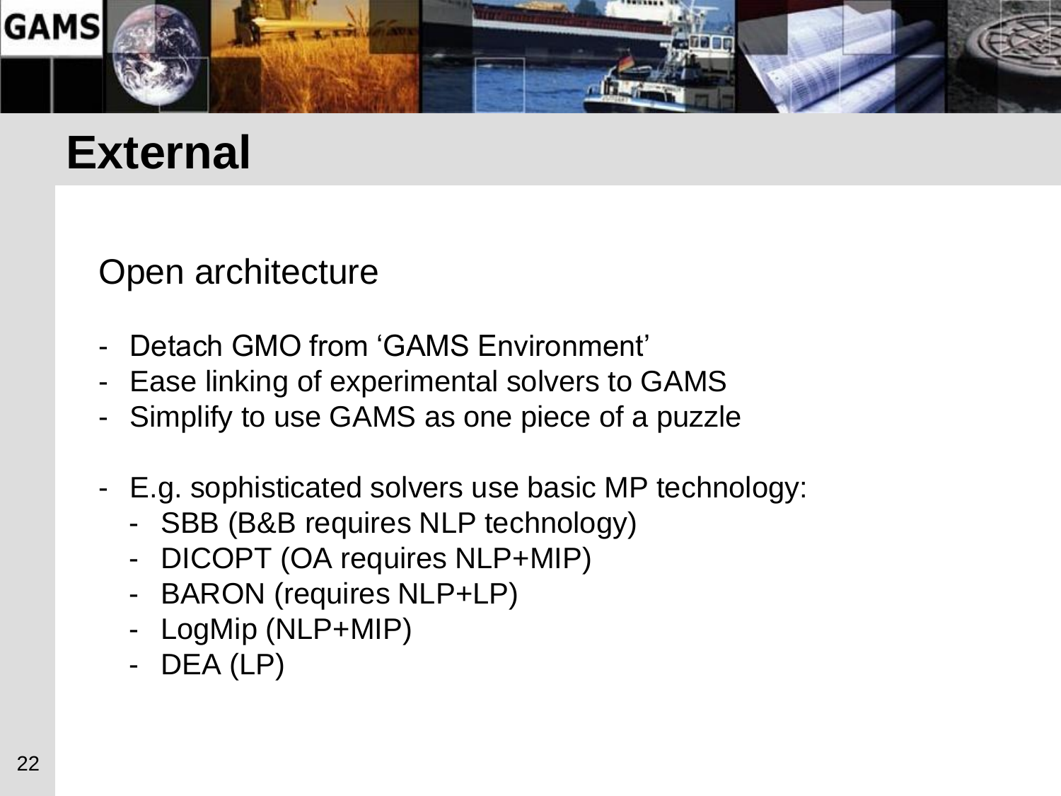# External

Open architecture

- Detach GMO from 'GAMS Environment'
- Ease linking of experimental solvers to GAMS
- Simplify to use GAMS as one piece of a puzzle

- E.g. sophisticated solvers use basic MP technology:
  - SBB (B&B requires NLP technology)
  - DICOPT (OA requires NLP+MIP)
  - BARON (requires NLP+LP)
  - LogMip (NLP+MIP)
  - DEA (LP)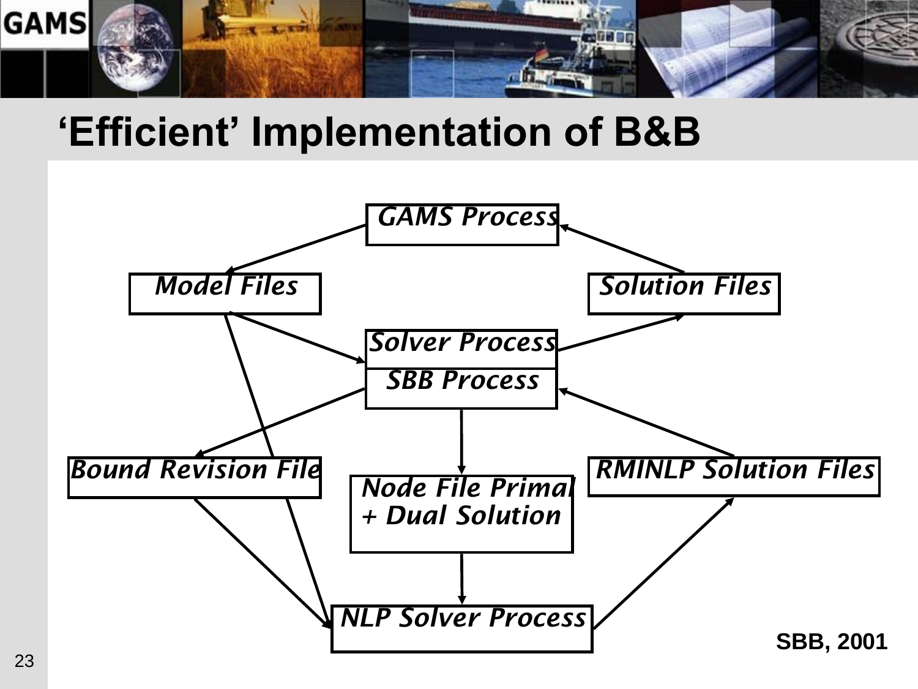# 'Efficient' Implementation of B&B

GAMS Process

Model Files

Solution Files

Solver Process

SBB Process

Bound Revision File

Node File Primal + Dual Solution

RMINLP Solution Files

NLP Solver Process

**SBB, 2001**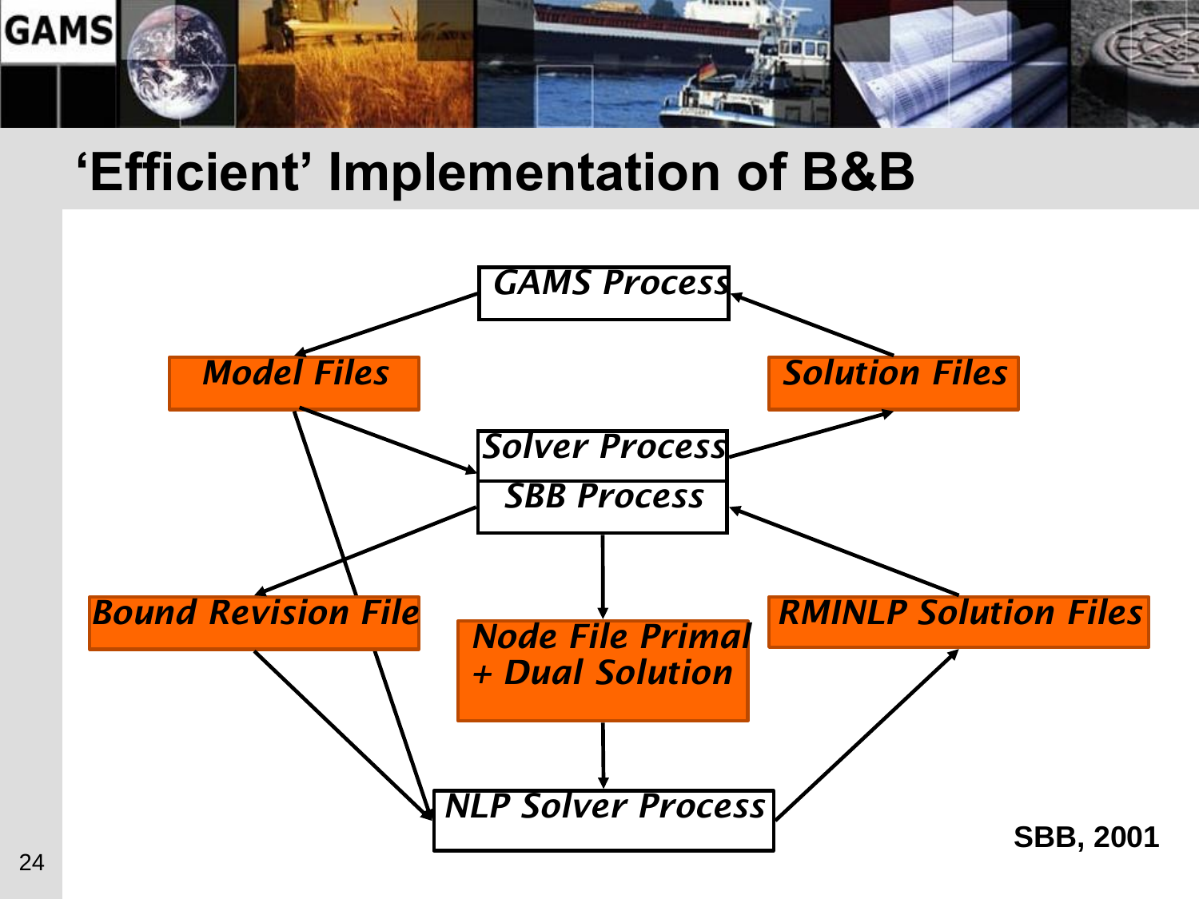# 'Efficient' Implementation of B&B

GAMS Process

Model Files

Solution Files

Solver Process

SBB Process

Bound Revision File

Node File Primal + Dual Solution

RMINLP Solution Files

NLP Solver Process

**SBB, 2001**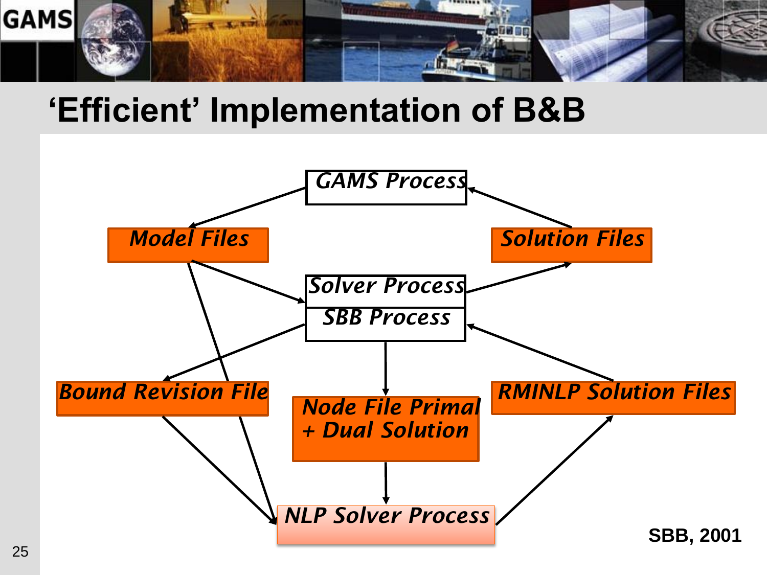# 'Efficient' Implementation of B&B

*GAMS Process*

*Model Files*

*Solution Files*

*Solver Process*

*SBB Process*

*Bound Revision File*

*Node File Primal + Dual Solution*

*RMINLP Solution Files*

*NLP Solver Process*

**SBB, 2001**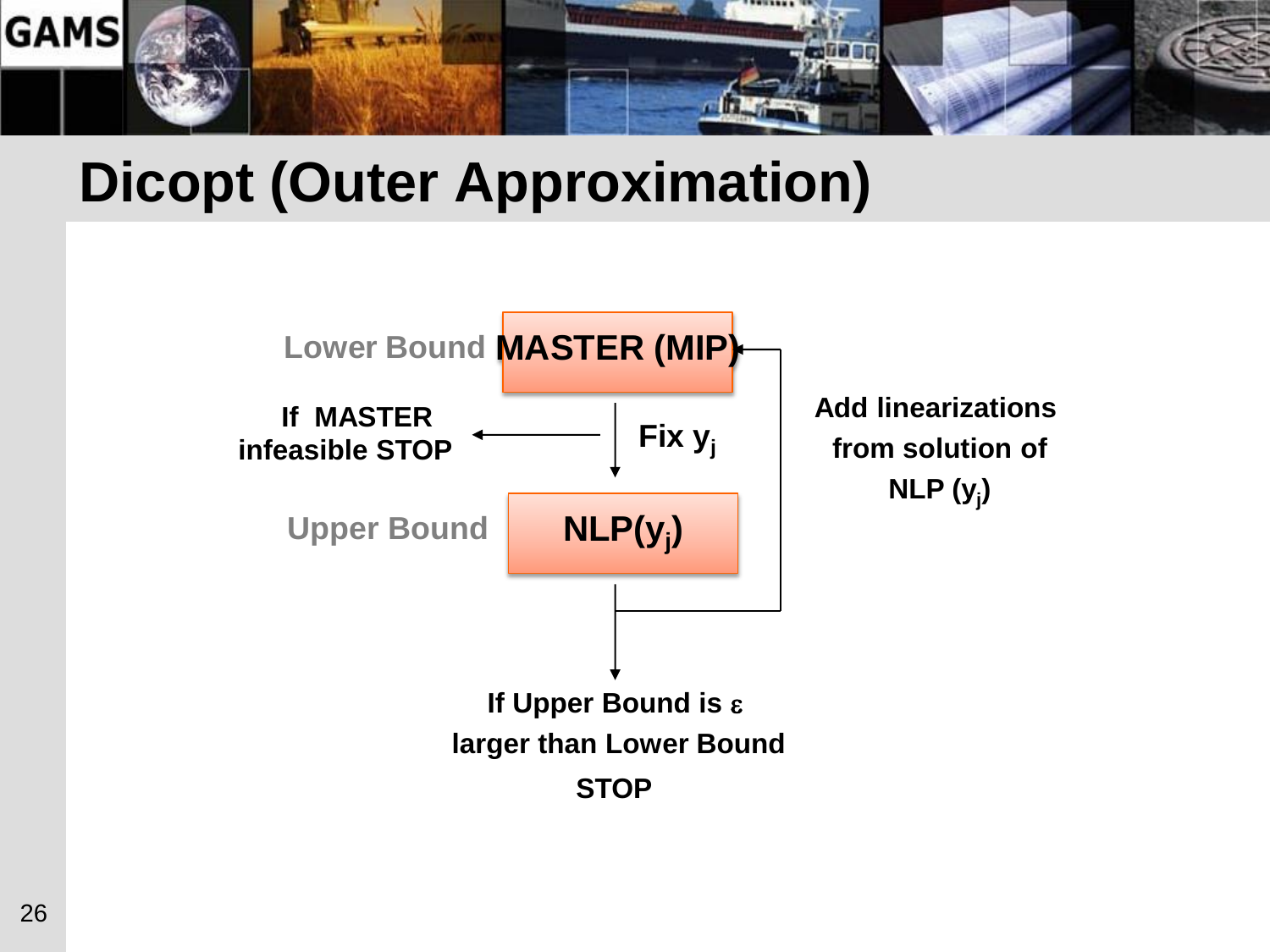# Dicopt (Outer Approximation)

Lower Bound **MASTER (MIP)**

**If MASTER infeasible STOP**

**Fix $y_j$**

Upper Bound **NLP($y_j$)**

**Add linearizations from solution of NLP ($y_j$)**

**If Upper Bound is $\varepsilon$ larger than Lower Bound STOP**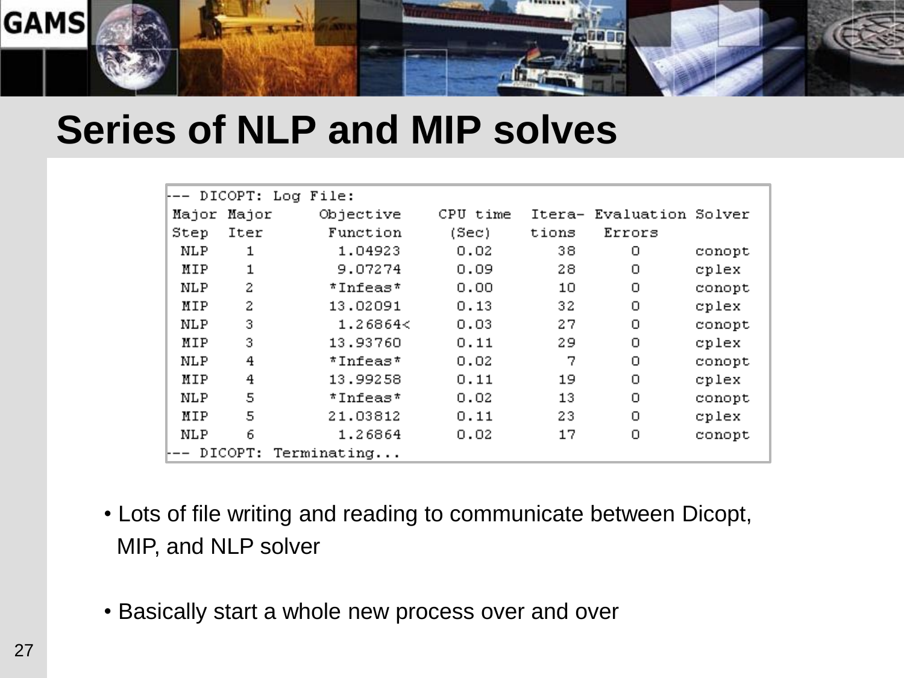# Series of NLP and MIP solves

```
--- DICOPT: Log File:
 Major Major     Objective    CPU time  Itera- Evaluation Solver
 Step  Iter       Function     (Sec)    tions   Errors
  NLP    1         1.04923      0.02      38       0       conopt
  MIP    1         9.07274      0.09      28       0       cplex
  NLP    2        *Infeas*      0.00      10       0       conopt
  MIP    2        13.02091      0.13      32       0       cplex
  NLP    3         1.26864<     0.03      27       0       conopt
  MIP    3        13.93760      0.11      29       0       cplex
  NLP    4        *Infeas*      0.02       7       0       conopt
  MIP    4        13.99258      0.11      19       0       cplex
  NLP    5        *Infeas*      0.02      13       0       conopt
  MIP    5        21.03812      0.11      23       0       cplex
  NLP    6         1.26864      0.02      17       0       conopt
--- DICOPT: Terminating...
```

- Lots of file writing and reading to communicate between Dicopt, MIP, and NLP solver
- Basically start a whole new process over and over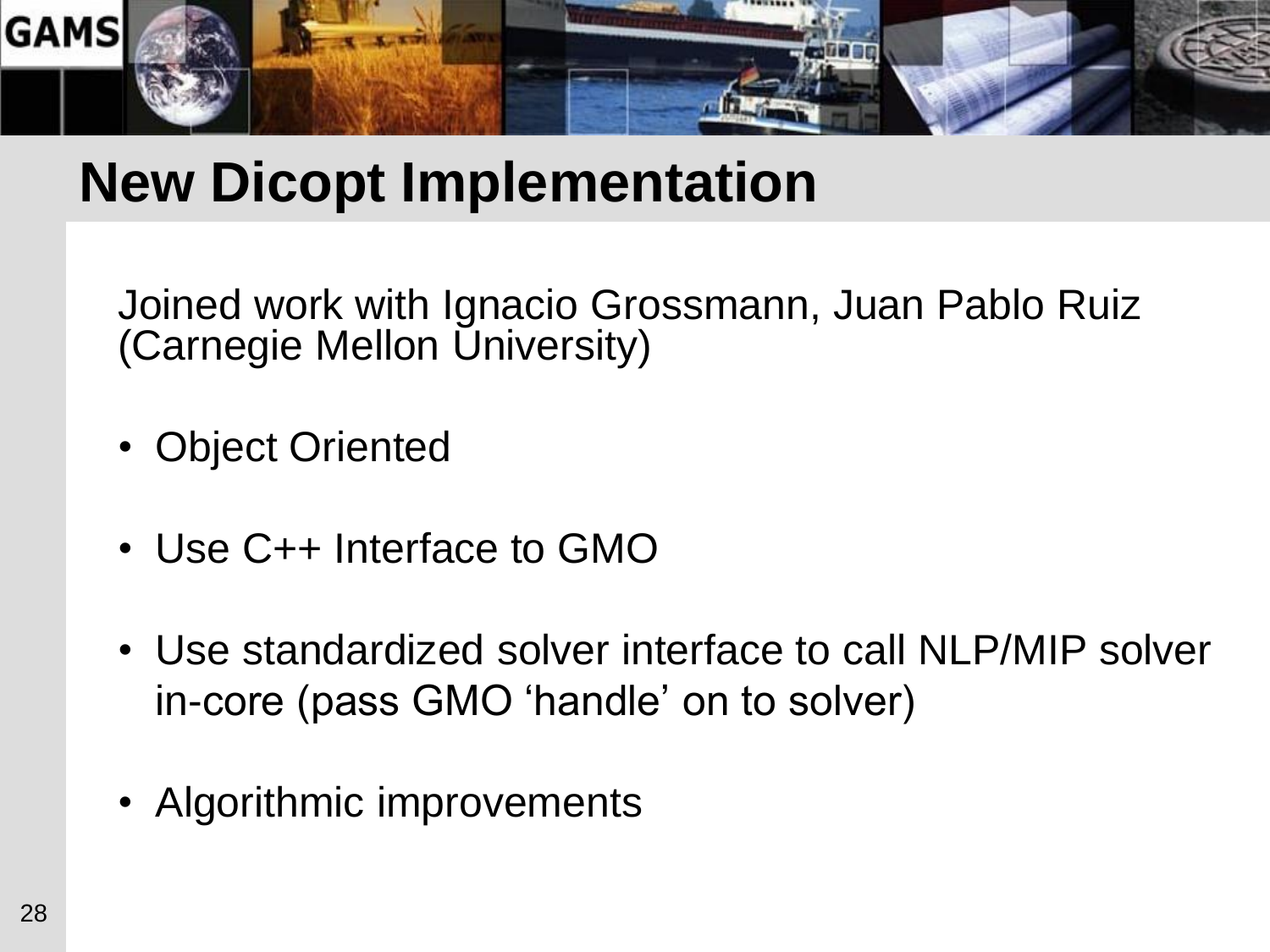# New Dicopt Implementation

Joined work with Ignacio Grossmann, Juan Pablo Ruiz (Carnegie Mellon University)

- Object Oriented
- Use C++ Interface to GMO
- Use standardized solver interface to call NLP/MIP solver in-core (pass GMO 'handle' on to solver)
- Algorithmic improvements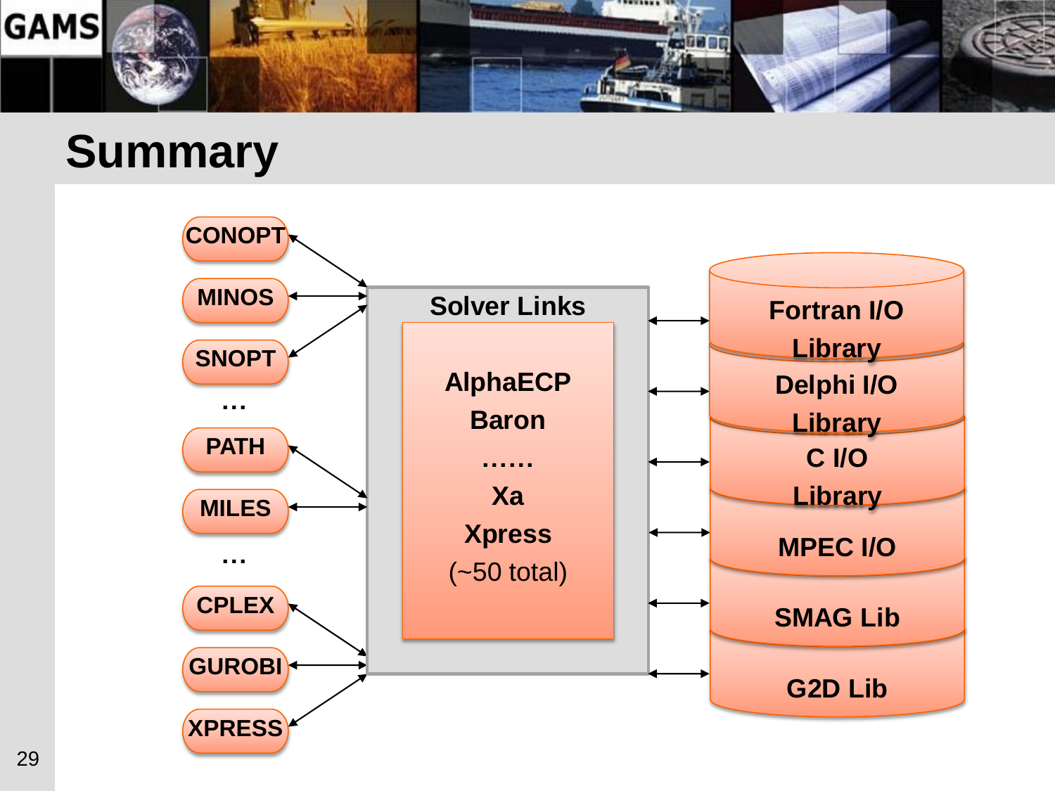# Summary

- CONOPT
- MINOS
- SNOPT
- …
- PATH
- MILES
- …
- CPLEX
- GUROBI
- XPRESS

**Solver Links**

- AlphaECP
- Baron
- ……
- Xa
- Xpress
- (~50 total)

- Fortran I/O Library
- Delphi I/O Library
- C I/O Library
- MPEC I/O
- SMAG Lib
- G2D Lib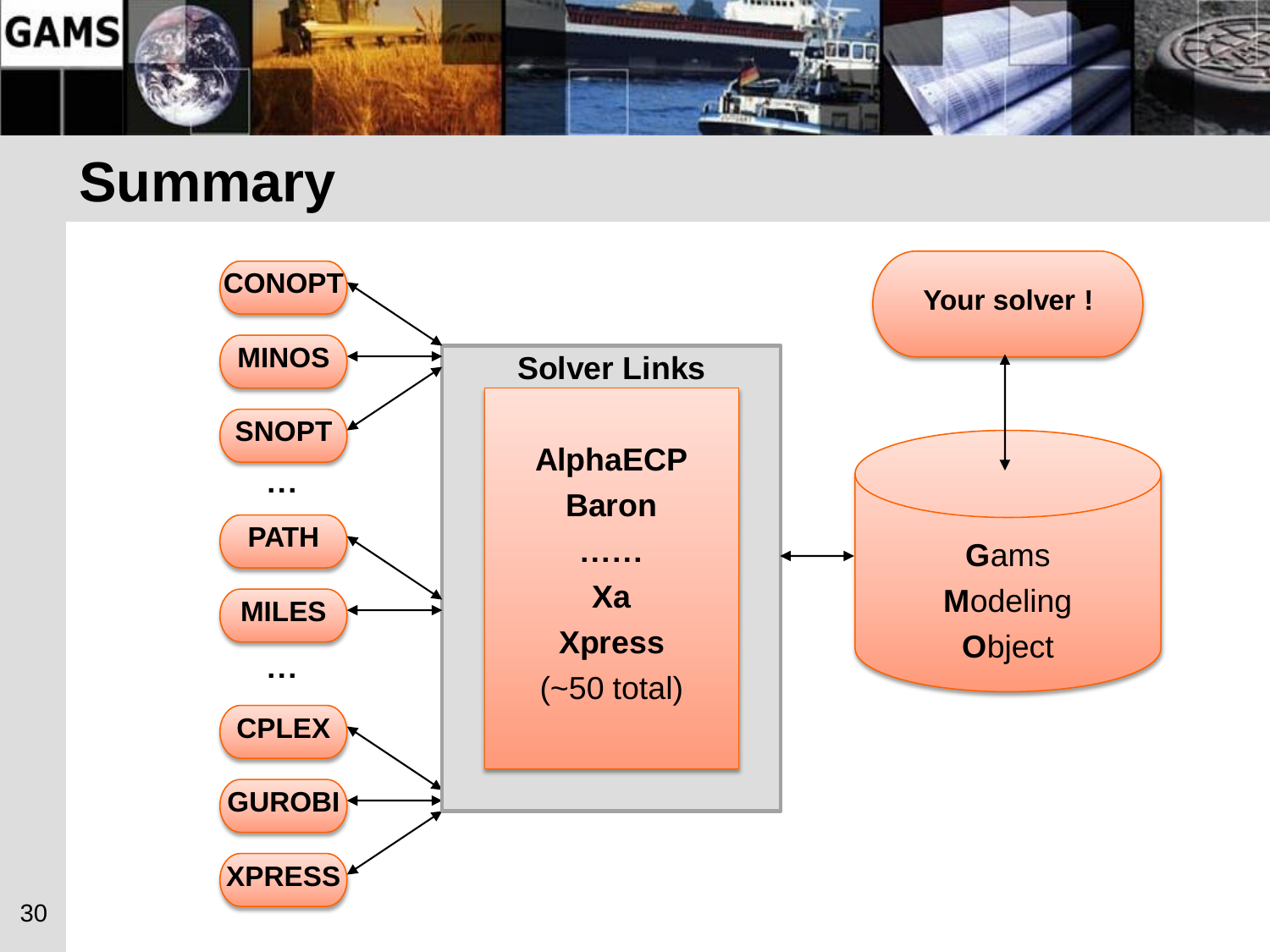# Summary

CONOPT

MINOS

SNOPT

…

PATH

MILES

…

CPLEX

GUROBI

XPRESS

**Solver Links**

AlphaECP
Baron
……
Xa
Xpress
(~50 total)

**Your solver !**

**G**ams
**M**odeling
**O**bject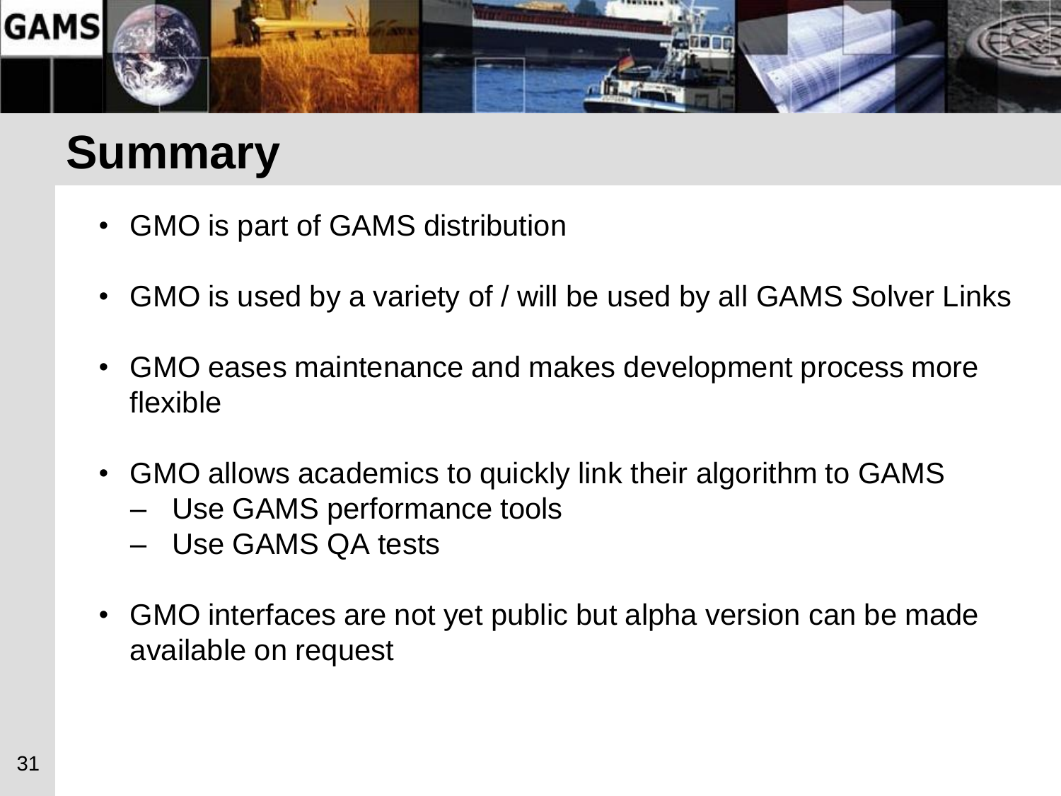# Summary

- GMO is part of GAMS distribution
- GMO is used by a variety of / will be used by all GAMS Solver Links
- GMO eases maintenance and makes development process more flexible
- GMO allows academics to quickly link their algorithm to GAMS
  - Use GAMS performance tools
  - Use GAMS QA tests
- GMO interfaces are not yet public but alpha version can be made available on request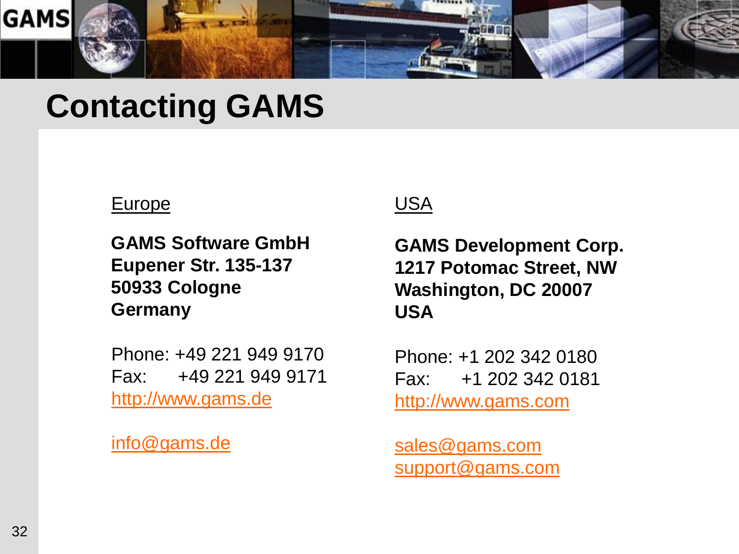# Contacting GAMS

Europe

**GAMS Software GmbH**
**Eupener Str. 135-137**
**50933 Cologne**
**Germany**

Phone: +49 221 949 9170
Fax: +49 221 949 9171
http://www.gams.de

info@gams.de

USA

**GAMS Development Corp.**
**1217 Potomac Street, NW**
**Washington, DC 20007**
**USA**

Phone: +1 202 342 0180
Fax: +1 202 342 0181
http://www.gams.com

sales@gams.com
support@gams.com